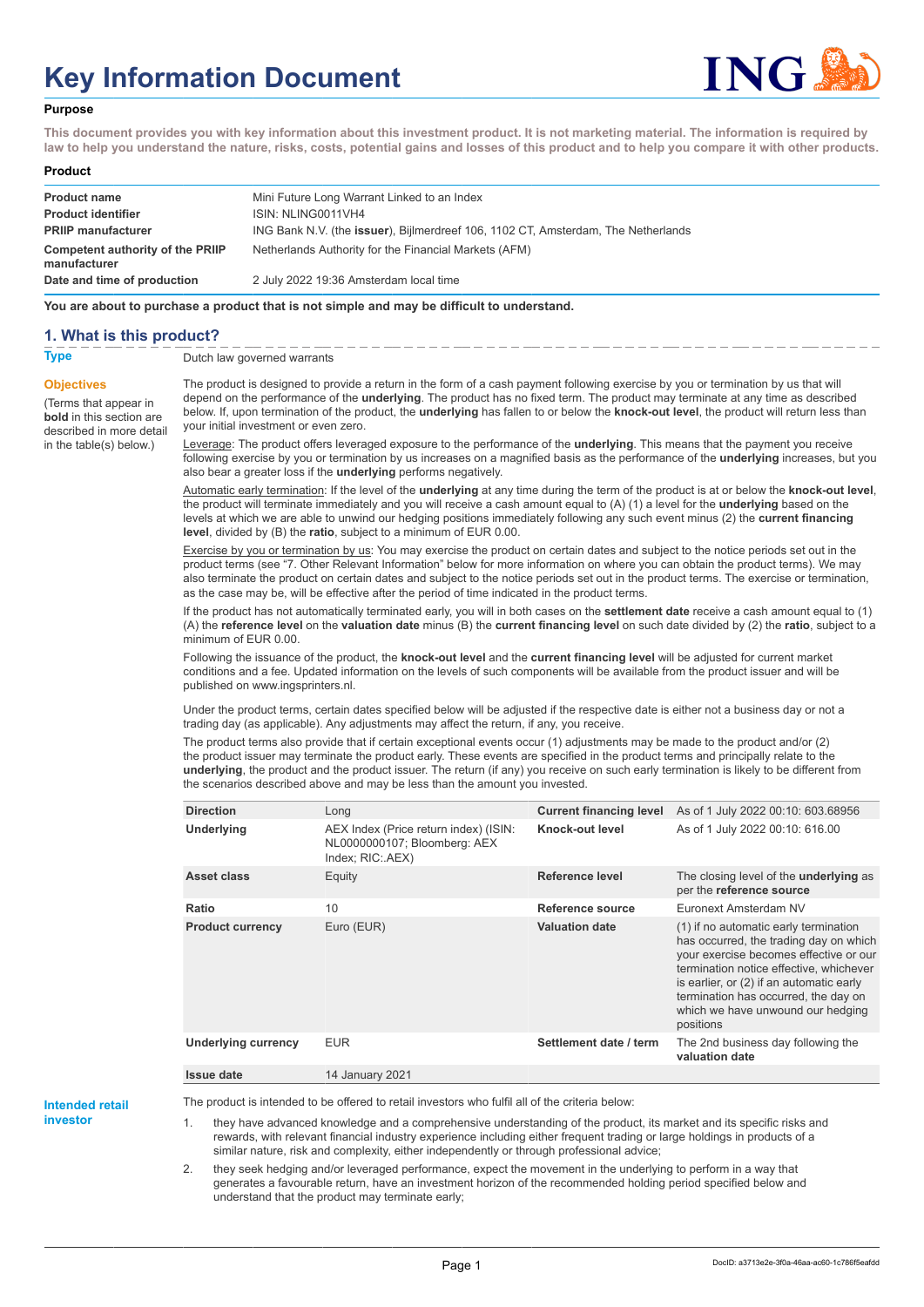# Key Information Document

**Purpose**

**This document provides you with key information about this investment product. It is not marketing material. The information is required by law to help you understand the nature, risks, costs, potential gains and losses of this product and to help you compare it with other products.**

**Product**

| | |
|---|---|
| **Product name** | Mini Future Long Warrant Linked to an Index |
| **Product identifier** | ISIN: NLING0011VH4 |
| **PRIIP manufacturer** | ING Bank N.V. (the **issuer**), Bijlmerdreef 106, 1102 CT, Amsterdam, The Netherlands |
| **Competent authority of the PRIIP manufacturer** | Netherlands Authority for the Financial Markets (AFM) |
| **Date and time of production** | 2 July 2022 19:36 Amsterdam local time |

**You are about to purchase a product that is not simple and may be difficult to understand.**

## 1. What is this product?

**Type**

Dutch law governed warrants

**Objectives**

(Terms that appear in **bold** in this section are described in more detail in the table(s) below.)

The product is designed to provide a return in the form of a cash payment following exercise by you or termination by us that will depend on the performance of the **underlying**. The product has no fixed term. The product may terminate at any time as described below. If, upon termination of the product, the **underlying** has fallen to or below the **knock-out level**, the product will return less than your initial investment or even zero.

Leverage: The product offers leveraged exposure to the performance of the **underlying**. This means that the payment you receive following exercise by you or termination by us increases on a magnified basis as the performance of the **underlying** increases, but you also bear a greater loss if the **underlying** performs negatively.

Automatic early termination: If the level of the **underlying** at any time during the term of the product is at or below the **knock-out level**, the product will terminate immediately and you will receive a cash amount equal to (A) (1) a level for the **underlying** based on the levels at which we are able to unwind our hedging positions immediately following any such event minus (2) the **current financing level**, divided by (B) the **ratio**, subject to a minimum of EUR 0.00.

Exercise by you or termination by us: You may exercise the product on certain dates and subject to the notice periods set out in the product terms (see "7. Other Relevant Information" below for more information on where you can obtain the product terms). We may also terminate the product on certain dates and subject to the notice periods set out in the product terms. The exercise or termination, as the case may be, will be effective after the period of time indicated in the product terms.

If the product has not automatically terminated early, you will in both cases on the **settlement date** receive a cash amount equal to (1) (A) the **reference level** on the **valuation date** minus (B) the **current financing level** on such date divided by (2) the **ratio**, subject to a minimum of EUR 0.00.

Following the issuance of the product, the **knock-out level** and the **current financing level** will be adjusted for current market conditions and a fee. Updated information on the levels of such components will be available from the product issuer and will be published on www.ingsprinters.nl.

Under the product terms, certain dates specified below will be adjusted if the respective date is either not a business day or not a trading day (as applicable). Any adjustments may affect the return, if any, you receive.

The product terms also provide that if certain exceptional events occur (1) adjustments may be made to the product and/or (2) the product issuer may terminate the product early. These events are specified in the product terms and principally relate to the **underlying**, the product and the product issuer. The return (if any) you receive on such early termination is likely to be different from the scenarios described above and may be less than the amount you invested.

| | | | |
|---|---|---|---|
| **Direction** | Long | **Current financing level** | As of 1 July 2022 00:10: 603.68956 |
| **Underlying** | AEX Index (Price return index) (ISIN: NL0000000107; Bloomberg: AEX Index; RIC:.AEX) | **Knock-out level** | As of 1 July 2022 00:10: 616.00 |
| **Asset class** | Equity | **Reference level** | The closing level of the **underlying** as per the **reference source** |
| **Ratio** | 10 | **Reference source** | Euronext Amsterdam NV |
| **Product currency** | Euro (EUR) | **Valuation date** | (1) if no automatic early termination has occurred, the trading day on which your exercise becomes effective or our termination notice effective, whichever is earlier, or (2) if an automatic early termination has occurred, the day on which we have unwound our hedging positions |
| **Underlying currency** | EUR | **Settlement date / term** | The 2nd business day following the **valuation date** |
| **Issue date** | 14 January 2021 | | |

**Intended retail investor**

The product is intended to be offered to retail investors who fulfil all of the criteria below:

1. they have advanced knowledge and a comprehensive understanding of the product, its market and its specific risks and rewards, with relevant financial industry experience including either frequent trading or large holdings in products of a similar nature, risk and complexity, either independently or through professional advice;
2. they seek hedging and/or leveraged performance, expect the movement in the underlying to perform in a way that generates a favourable return, have an investment horizon of the recommended holding period specified below and understand that the product may terminate early;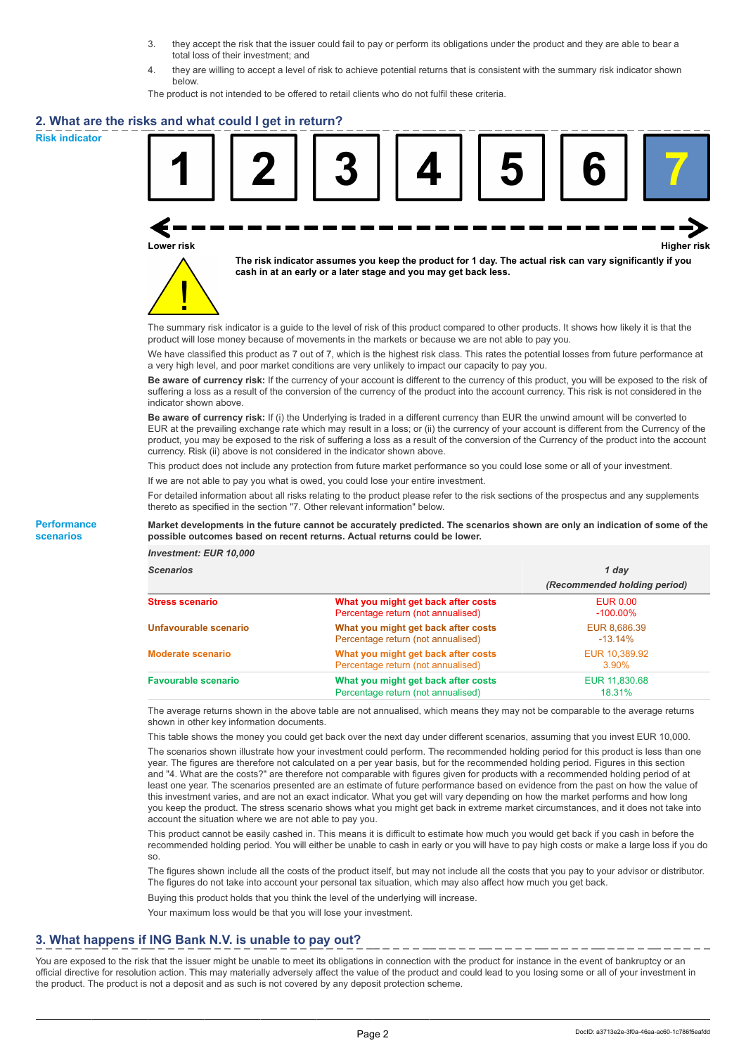3. they accept the risk that the issuer could fail to pay or perform its obligations under the product and they are able to bear a total loss of their investment; and
4. they are willing to accept a level of risk to achieve potential returns that is consistent with the summary risk indicator shown below.

The product is not intended to be offered to retail clients who do not fulfil these criteria.

## 2. What are the risks and what could I get in return?

**Risk indicator**

| 1 | 2 | 3 | 4 | 5 | 6 | **7** |
|---|---|---|---|---|---|---|

Lower risk ← → Higher risk

**The risk indicator assumes you keep the product for 1 day. The actual risk can vary significantly if you cash in at an early or a later stage and you may get back less.**

The summary risk indicator is a guide to the level of risk of this product compared to other products. It shows how likely it is that the product will lose money because of movements in the markets or because we are not able to pay you.

We have classified this product as 7 out of 7, which is the highest risk class. This rates the potential losses from future performance at a very high level, and poor market conditions are very unlikely to impact our capacity to pay you.

**Be aware of currency risk:** If the currency of your account is different to the currency of this product, you will be exposed to the risk of suffering a loss as a result of the conversion of the currency of the product into the account currency. This risk is not considered in the indicator shown above.

**Be aware of currency risk:** If (i) the Underlying is traded in a different currency than EUR the unwind amount will be converted to EUR at the prevailing exchange rate which may result in a loss; or (ii) the currency of your account is different from the Currency of the product, you may be exposed to the risk of suffering a loss as a result of the conversion of the Currency of the product into the account currency. Risk (ii) above is not considered in the indicator shown above.

This product does not include any protection from future market performance so you could lose some or all of your investment.

If we are not able to pay you what is owed, you could lose your entire investment.

For detailed information about all risks relating to the product please refer to the risk sections of the prospectus and any supplements thereto as specified in the section "7. Other relevant information" below.

**Performance scenarios**

**Market developments in the future cannot be accurately predicted. The scenarios shown are only an indication of some of the possible outcomes based on recent returns. Actual returns could be lower.**

| *Investment: EUR 10,000* | | |
|---|---|---|
| ***Scenarios*** | | ***1 day*** *(Recommended holding period)* |
| **Stress scenario** | **What you might get back after costs** | EUR 0.00 |
| | Percentage return (not annualised) | -100.00% |
| **Unfavourable scenario** | **What you might get back after costs** | EUR 8,686.39 |
| | Percentage return (not annualised) | -13.14% |
| **Moderate scenario** | **What you might get back after costs** | EUR 10,389.92 |
| | Percentage return (not annualised) | 3.90% |
| **Favourable scenario** | **What you might get back after costs** | EUR 11,830.68 |
| | Percentage return (not annualised) | 18.31% |

The average returns shown in the above table are not annualised, which means they may not be comparable to the average returns shown in other key information documents.

This table shows the money you could get back over the next day under different scenarios, assuming that you invest EUR 10,000.

The scenarios shown illustrate how your investment could perform. The recommended holding period for this product is less than one year. The figures are therefore not calculated on a per year basis, but for the recommended holding period. Figures in this section and "4. What are the costs?" are therefore not comparable with figures given for products with a recommended holding period of at least one year. The scenarios presented are an estimate of future performance based on evidence from the past on how the value of this investment varies, and are not an exact indicator. What you get will vary depending on how the market performs and how long you keep the product. The stress scenario shows what you might get back in extreme market circumstances, and it does not take into account the situation where we are not able to pay you.

This product cannot be easily cashed in. This means it is difficult to estimate how much you would get back if you cash in before the recommended holding period. You will either be unable to cash in early or you will have to pay high costs or make a large loss if you do so.

The figures shown include all the costs of the product itself, but may not include all the costs that you pay to your advisor or distributor. The figures do not take into account your personal tax situation, which may also affect how much you get back.

Buying this product holds that you think the level of the underlying will increase.

Your maximum loss would be that you will lose your investment.

## 3. What happens if ING Bank N.V. is unable to pay out?

You are exposed to the risk that the issuer might be unable to meet its obligations in connection with the product for instance in the event of bankruptcy or an official directive for resolution action. This may materially adversely affect the value of the product and could lead to you losing some or all of your investment in the product. The product is not a deposit and as such is not covered by any deposit protection scheme.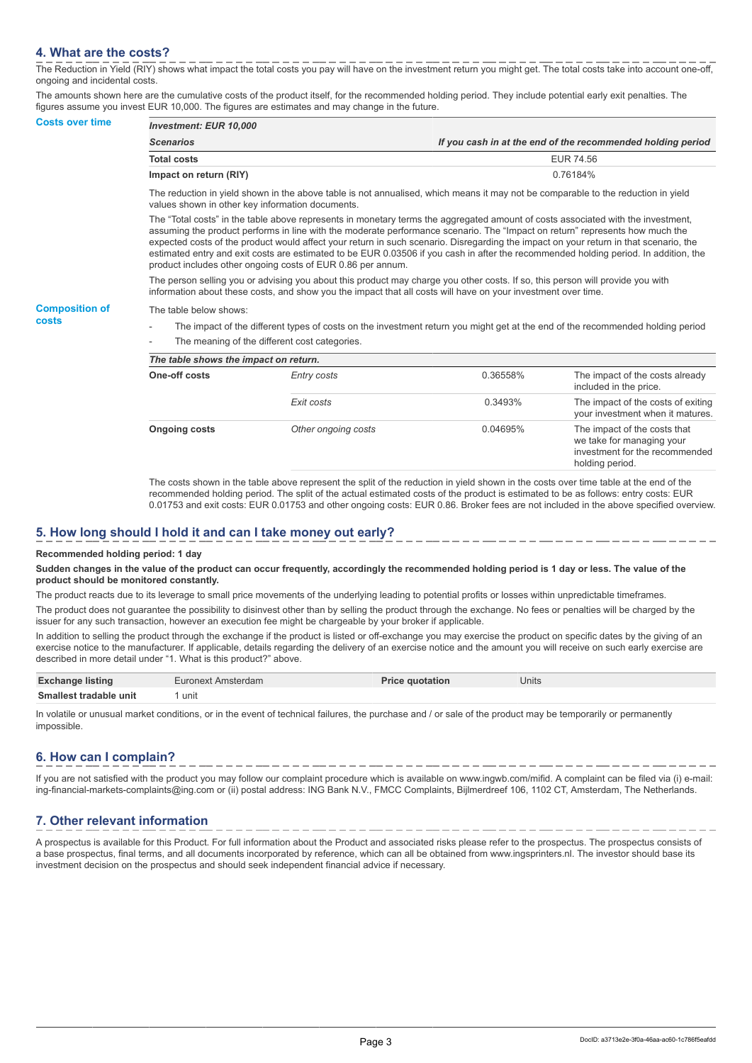## 4. What are the costs?

The Reduction in Yield (RIY) shows what impact the total costs you pay will have on the investment return you might get. The total costs take into account one-off, ongoing and incidental costs.

The amounts shown here are the cumulative costs of the product itself, for the recommended holding period. They include potential early exit penalties. The figures assume you invest EUR 10,000. The figures are estimates and may change in the future.

### Costs over time

| *Investment: EUR 10,000* | |
|---|---|
| ***Scenarios*** | ***If you cash in at the end of the recommended holding period*** |
| **Total costs** | EUR 74.56 |
| **Impact on return (RIY)** | 0.76184% |

The reduction in yield shown in the above table is not annualised, which means it may not be comparable to the reduction in yield values shown in other key information documents.

The "Total costs" in the table above represents in monetary terms the aggregated amount of costs associated with the investment, assuming the product performs in line with the moderate performance scenario. The "Impact on return" represents how much the expected costs of the product would affect your return in such scenario. Disregarding the impact on your return in that scenario, the estimated entry and exit costs are estimated to be EUR 0.03506 if you cash in after the recommended holding period. In addition, the product includes other ongoing costs of EUR 0.86 per annum.

The person selling you or advising you about this product may charge you other costs. If so, this person will provide you with information about these costs, and show you the impact that all costs will have on your investment over time.

### Composition of costs

The table below shows:

- The impact of the different types of costs on the investment return you might get at the end of the recommended holding period
- The meaning of the different cost categories.

| *The table shows the impact on return.* | | | |
|---|---|---|---|
| **One-off costs** | *Entry costs* | 0.36558% | The impact of the costs already included in the price. |
| | *Exit costs* | 0.3493% | The impact of the costs of exiting your investment when it matures. |
| **Ongoing costs** | *Other ongoing costs* | 0.04695% | The impact of the costs that we take for managing your investment for the recommended holding period. |

The costs shown in the table above represent the split of the reduction in yield shown in the costs over time table at the end of the recommended holding period. The split of the actual estimated costs of the product is estimated to be as follows: entry costs: EUR 0.01753 and exit costs: EUR 0.01753 and other ongoing costs: EUR 0.86. Broker fees are not included in the above specified overview.

## 5. How long should I hold it and can I take money out early?

**Recommended holding period: 1 day**

**Sudden changes in the value of the product can occur frequently, accordingly the recommended holding period is 1 day or less. The value of the product should be monitored constantly.**

The product reacts due to its leverage to small price movements of the underlying leading to potential profits or losses within unpredictable timeframes.

The product does not guarantee the possibility to disinvest other than by selling the product through the exchange. No fees or penalties will be charged by the issuer for any such transaction, however an execution fee might be chargeable by your broker if applicable.

In addition to selling the product through the exchange if the product is listed or off-exchange you may exercise the product on specific dates by the giving of an exercise notice to the manufacturer. If applicable, details regarding the delivery of an exercise notice and the amount you will receive on such early exercise are described in more detail under "1. What is this product?" above.

| **Exchange listing** | Euronext Amsterdam | **Price quotation** | Units |
|---|---|---|---|
| **Smallest tradable unit** | 1 unit | | |

In volatile or unusual market conditions, or in the event of technical failures, the purchase and / or sale of the product may be temporarily or permanently impossible.

## 6. How can I complain?

If you are not satisfied with the product you may follow our complaint procedure which is available on www.ingwb.com/mifid. A complaint can be filed via (i) e-mail: ing-financial-markets-complaints@ing.com or (ii) postal address: ING Bank N.V., FMCC Complaints, Bijlmerdreef 106, 1102 CT, Amsterdam, The Netherlands.

## 7. Other relevant information

A prospectus is available for this Product. For full information about the Product and associated risks please refer to the prospectus. The prospectus consists of a base prospectus, final terms, and all documents incorporated by reference, which can all be obtained from www.ingsprinters.nl. The investor should base its investment decision on the prospectus and should seek independent financial advice if necessary.